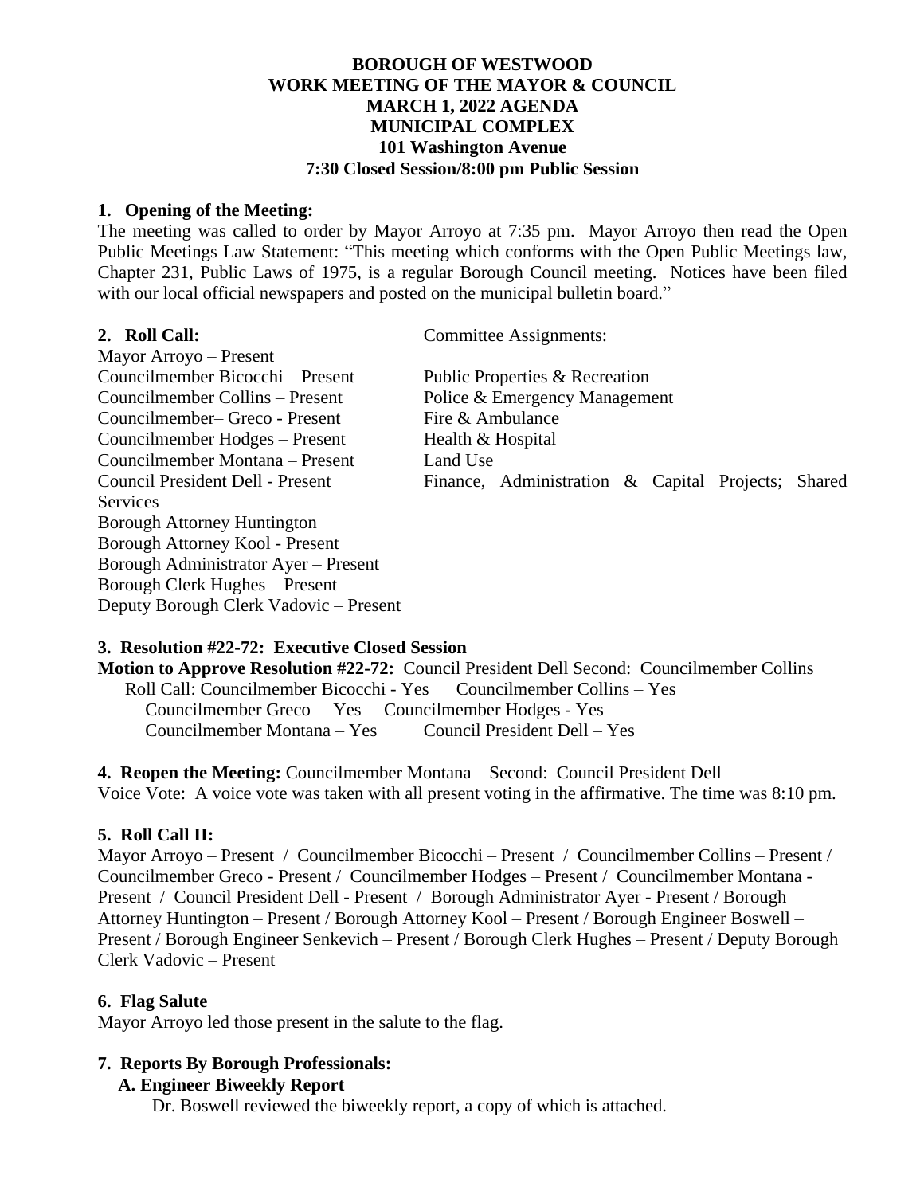**BOROUGH OF WESTWOOD**
**WORK MEETING OF THE MAYOR & COUNCIL**
**MARCH 1, 2022 AGENDA**
**MUNICIPAL COMPLEX**
**101 Washington Avenue**
**7:30 Closed Session/8:00 pm Public Session**

**1. Opening of the Meeting:**

The meeting was called to order by Mayor Arroyo at 7:35 pm. Mayor Arroyo then read the Open Public Meetings Law Statement: "This meeting which conforms with the Open Public Meetings law, Chapter 231, Public Laws of 1975, is a regular Borough Council meeting. Notices have been filed with our local official newspapers and posted on the municipal bulletin board."

**2. Roll Call:**

| | Committee Assignments: |
|---|---|
| Mayor Arroyo – Present | |
| Councilmember Bicocchi – Present | Public Properties & Recreation |
| Councilmember Collins – Present | Police & Emergency Management |
| Councilmember– Greco - Present | Fire & Ambulance |
| Councilmember Hodges – Present | Health & Hospital |
| Councilmember Montana – Present | Land Use |
| Council President Dell - Present | Finance, Administration & Capital Projects; Shared Services |
| Borough Attorney Huntington | |
| Borough Attorney Kool - Present | |
| Borough Administrator Ayer – Present | |
| Borough Clerk Hughes – Present | |
| Deputy Borough Clerk Vadovic – Present | |

**3. Resolution #22-72: Executive Closed Session**

**Motion to Approve Resolution #22-72:** Council President Dell Second: Councilmember Collins
Roll Call: Councilmember Bicocchi - Yes Councilmember Collins – Yes
Councilmember Greco – Yes Councilmember Hodges - Yes
Councilmember Montana – Yes Council President Dell – Yes

**4. Reopen the Meeting:** Councilmember Montana Second: Council President Dell
Voice Vote: A voice vote was taken with all present voting in the affirmative. The time was 8:10 pm.

**5. Roll Call II:**

Mayor Arroyo – Present / Councilmember Bicocchi – Present / Councilmember Collins – Present / Councilmember Greco - Present / Councilmember Hodges – Present / Councilmember Montana - Present / Council President Dell - Present / Borough Administrator Ayer - Present / Borough Attorney Huntington – Present / Borough Attorney Kool – Present / Borough Engineer Boswell – Present / Borough Engineer Senkevich – Present / Borough Clerk Hughes – Present / Deputy Borough Clerk Vadovic – Present

**6. Flag Salute**

Mayor Arroyo led those present in the salute to the flag.

**7. Reports By Borough Professionals:**

**A. Engineer Biweekly Report**

Dr. Boswell reviewed the biweekly report, a copy of which is attached.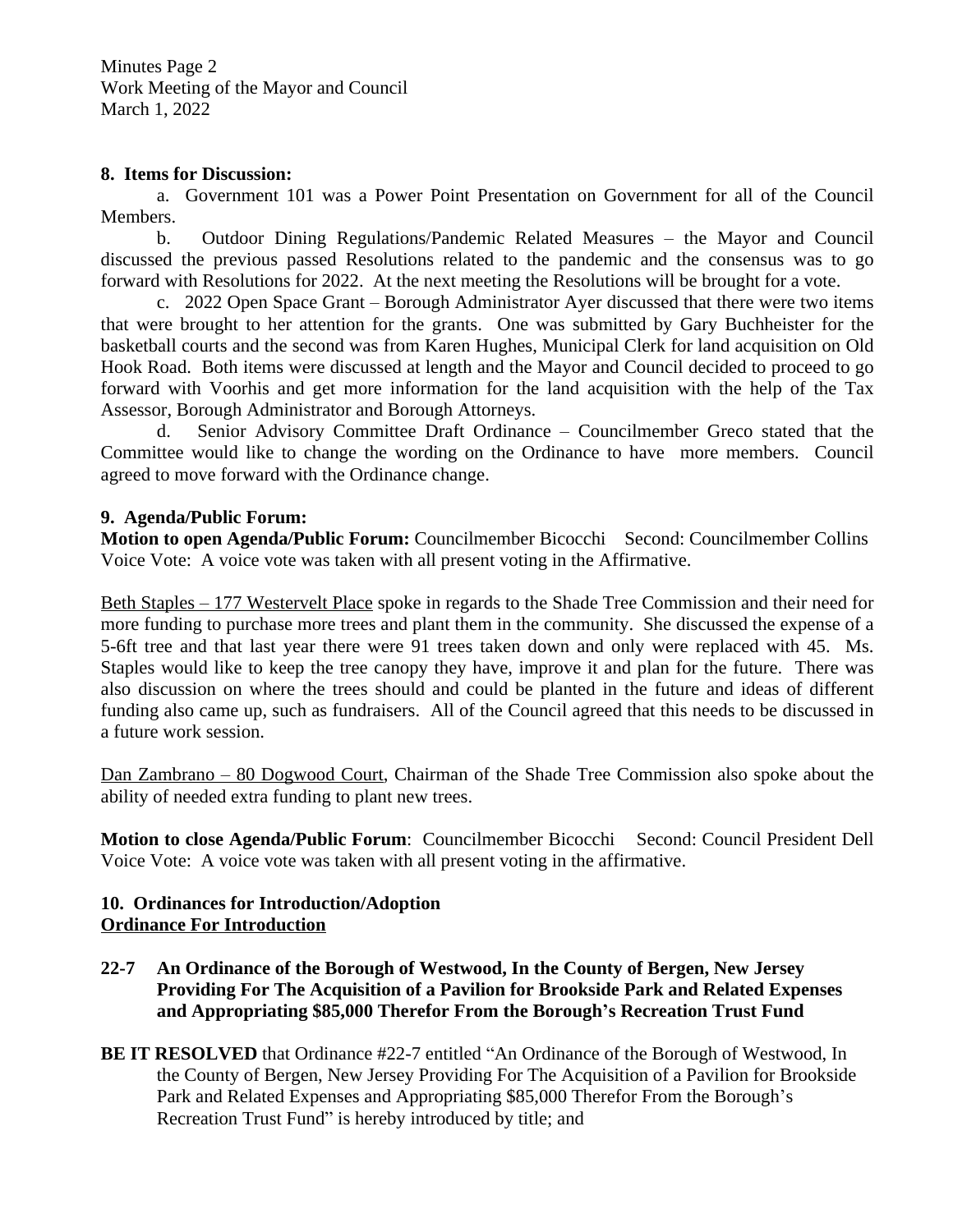**8. Items for Discussion:**

a. Government 101 was a Power Point Presentation on Government for all of the Council Members.

b. Outdoor Dining Regulations/Pandemic Related Measures – the Mayor and Council discussed the previous passed Resolutions related to the pandemic and the consensus was to go forward with Resolutions for 2022. At the next meeting the Resolutions will be brought for a vote.

c. 2022 Open Space Grant – Borough Administrator Ayer discussed that there were two items that were brought to her attention for the grants. One was submitted by Gary Buchheister for the basketball courts and the second was from Karen Hughes, Municipal Clerk for land acquisition on Old Hook Road. Both items were discussed at length and the Mayor and Council decided to proceed to go forward with Voorhis and get more information for the land acquisition with the help of the Tax Assessor, Borough Administrator and Borough Attorneys.

d. Senior Advisory Committee Draft Ordinance – Councilmember Greco stated that the Committee would like to change the wording on the Ordinance to have more members. Council agreed to move forward with the Ordinance change.

**9. Agenda/Public Forum:**

**Motion to open Agenda/Public Forum:** Councilmember Bicocchi Second: Councilmember Collins
Voice Vote: A voice vote was taken with all present voting in the Affirmative.

<u>Beth Staples – 177 Westervelt Place</u> spoke in regards to the Shade Tree Commission and their need for more funding to purchase more trees and plant them in the community. She discussed the expense of a 5-6ft tree and that last year there were 91 trees taken down and only were replaced with 45. Ms. Staples would like to keep the tree canopy they have, improve it and plan for the future. There was also discussion on where the trees should and could be planted in the future and ideas of different funding also came up, such as fundraisers. All of the Council agreed that this needs to be discussed in a future work session.

<u>Dan Zambrano – 80 Dogwood Court</u>, Chairman of the Shade Tree Commission also spoke about the ability of needed extra funding to plant new trees.

**Motion to close Agenda/Public Forum**: Councilmember Bicocchi Second: Council President Dell
Voice Vote: A voice vote was taken with all present voting in the affirmative.

**10. Ordinances for Introduction/Adoption**
**<u>Ordinance For Introduction</u>**

**22-7 An Ordinance of the Borough of Westwood, In the County of Bergen, New Jersey Providing For The Acquisition of a Pavilion for Brookside Park and Related Expenses and Appropriating $85,000 Therefor From the Borough's Recreation Trust Fund**

**BE IT RESOLVED** that Ordinance #22-7 entitled "An Ordinance of the Borough of Westwood, In the County of Bergen, New Jersey Providing For The Acquisition of a Pavilion for Brookside Park and Related Expenses and Appropriating $85,000 Therefor From the Borough's Recreation Trust Fund" is hereby introduced by title; and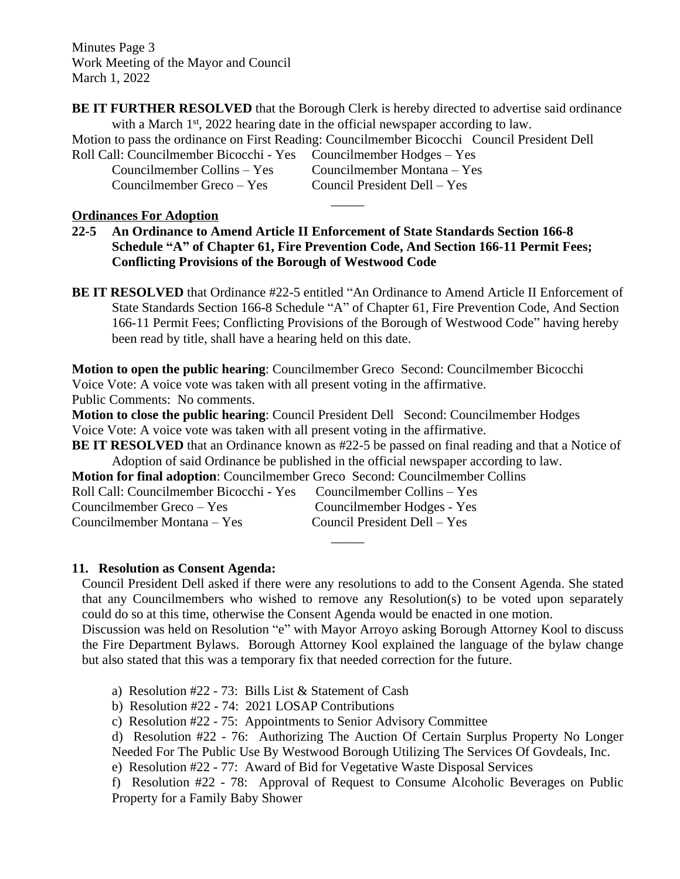**BE IT FURTHER RESOLVED** that the Borough Clerk is hereby directed to advertise said ordinance with a March 1st, 2022 hearing date in the official newspaper according to law.

Motion to pass the ordinance on First Reading: Councilmember Bicocchi Council President Dell

Roll Call: Councilmember Bicocchi - Yes Councilmember Hodges – Yes
Councilmember Collins – Yes Councilmember Montana – Yes
Councilmember Greco – Yes Council President Dell – Yes

\_\_\_\_\_

**Ordinances For Adoption**

**22-5 An Ordinance to Amend Article II Enforcement of State Standards Section 166-8 Schedule "A" of Chapter 61, Fire Prevention Code, And Section 166-11 Permit Fees; Conflicting Provisions of the Borough of Westwood Code**

**BE IT RESOLVED** that Ordinance #22-5 entitled "An Ordinance to Amend Article II Enforcement of State Standards Section 166-8 Schedule "A" of Chapter 61, Fire Prevention Code, And Section 166-11 Permit Fees; Conflicting Provisions of the Borough of Westwood Code" having hereby been read by title, shall have a hearing held on this date.

**Motion to open the public hearing**: Councilmember Greco Second: Councilmember Bicocchi
Voice Vote: A voice vote was taken with all present voting in the affirmative.
Public Comments: No comments.
**Motion to close the public hearing**: Council President Dell Second: Councilmember Hodges
Voice Vote: A voice vote was taken with all present voting in the affirmative.
**BE IT RESOLVED** that an Ordinance known as #22-5 be passed on final reading and that a Notice of Adoption of said Ordinance be published in the official newspaper according to law.
**Motion for final adoption**: Councilmember Greco Second: Councilmember Collins
Roll Call: Councilmember Bicocchi - Yes Councilmember Collins – Yes
Councilmember Greco – Yes Councilmember Hodges - Yes
Councilmember Montana – Yes Council President Dell – Yes

\_\_\_\_\_

**11. Resolution as Consent Agenda:**

Council President Dell asked if there were any resolutions to add to the Consent Agenda. She stated that any Councilmembers who wished to remove any Resolution(s) to be voted upon separately could do so at this time, otherwise the Consent Agenda would be enacted in one motion.
Discussion was held on Resolution "e" with Mayor Arroyo asking Borough Attorney Kool to discuss the Fire Department Bylaws. Borough Attorney Kool explained the language of the bylaw change but also stated that this was a temporary fix that needed correction for the future.

a) Resolution #22 - 73: Bills List & Statement of Cash
b) Resolution #22 - 74: 2021 LOSAP Contributions
c) Resolution #22 - 75: Appointments to Senior Advisory Committee
d) Resolution #22 - 76: Authorizing The Auction Of Certain Surplus Property No Longer Needed For The Public Use By Westwood Borough Utilizing The Services Of Govdeals, Inc.
e) Resolution #22 - 77: Award of Bid for Vegetative Waste Disposal Services
f) Resolution #22 - 78: Approval of Request to Consume Alcoholic Beverages on Public Property for a Family Baby Shower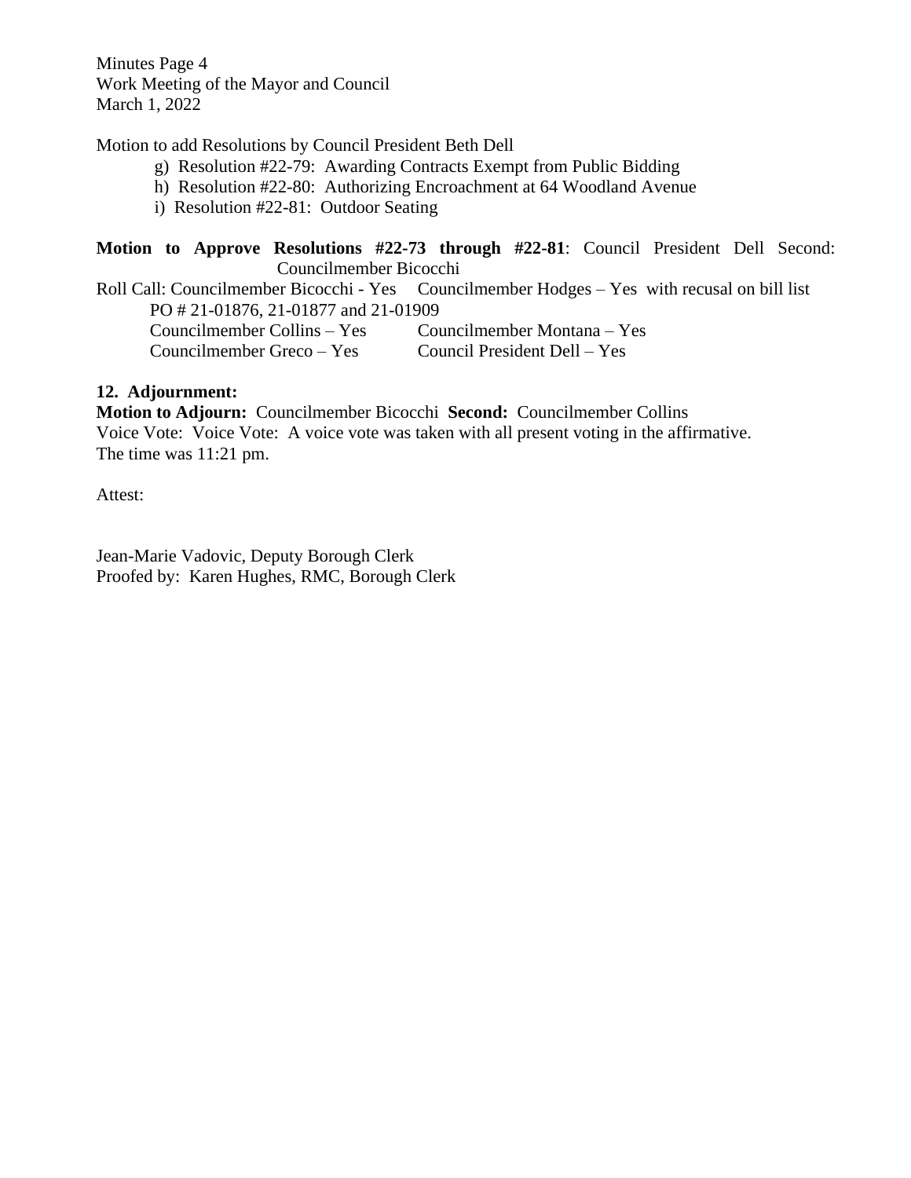Motion to add Resolutions by Council President Beth Dell

- g) Resolution #22-79: Awarding Contracts Exempt from Public Bidding
- h) Resolution #22-80: Authorizing Encroachment at 64 Woodland Avenue
- i) Resolution #22-81: Outdoor Seating

**Motion to Approve Resolutions #22-73 through #22-81**: Council President Dell Second: Councilmember Bicocchi

Roll Call: Councilmember Bicocchi - Yes Councilmember Hodges – Yes with recusal on bill list PO # 21-01876, 21-01877 and 21-01909
Councilmember Collins – Yes Councilmember Montana – Yes
Councilmember Greco – Yes Council President Dell – Yes

**12. Adjournment:**

**Motion to Adjourn:** Councilmember Bicocchi **Second:** Councilmember Collins
Voice Vote: Voice Vote: A voice vote was taken with all present voting in the affirmative.
The time was 11:21 pm.

Attest:

Jean-Marie Vadovic, Deputy Borough Clerk
Proofed by: Karen Hughes, RMC, Borough Clerk